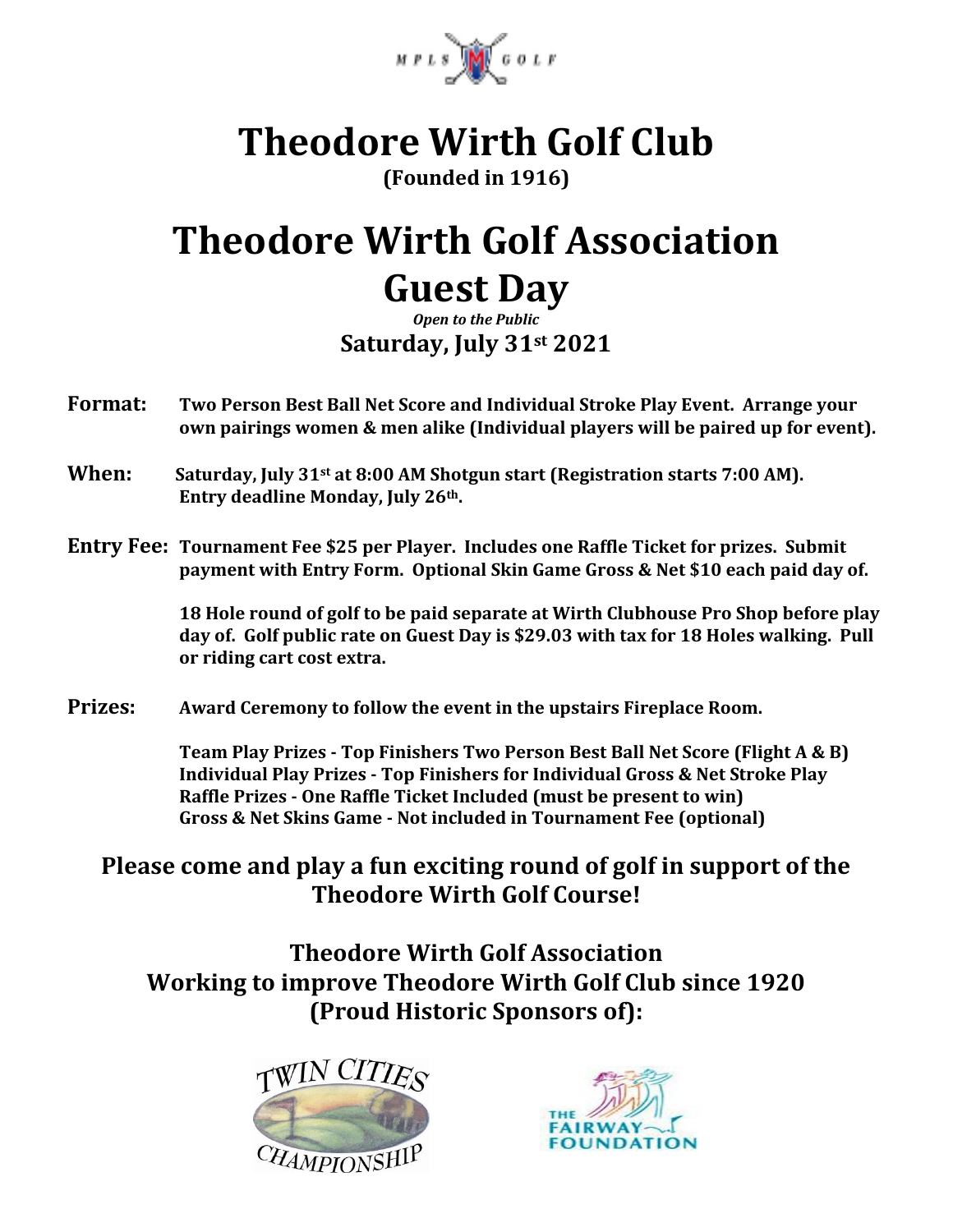MPLS GOLF

# Theodore Wirth Golf Club

**(Founded in 1916)**

# Theodore Wirth Golf Association Guest Day

***Open to the Public***

**Saturday, July 31st 2021**

**Format:** **Two Person Best Ball Net Score and Individual Stroke Play Event. Arrange your own pairings women & men alike (Individual players will be paired up for event).**

**When:** **Saturday, July 31st at 8:00 AM Shotgun start (Registration starts 7:00 AM). Entry deadline Monday, July 26th.**

**Entry Fee:** **Tournament Fee $25 per Player. Includes one Raffle Ticket for prizes. Submit payment with Entry Form. Optional Skin Game Gross & Net $10 each paid day of.**

**18 Hole round of golf to be paid separate at Wirth Clubhouse Pro Shop before play day of. Golf public rate on Guest Day is $29.03 with tax for 18 Holes walking. Pull or riding cart cost extra.**

**Prizes:** **Award Ceremony to follow the event in the upstairs Fireplace Room.**

**Team Play Prizes - Top Finishers Two Person Best Ball Net Score (Flight A & B)**
**Individual Play Prizes - Top Finishers for Individual Gross & Net Stroke Play**
**Raffle Prizes - One Raffle Ticket Included (must be present to win)**
**Gross & Net Skins Game - Not included in Tournament Fee (optional)**

## Please come and play a fun exciting round of golf in support of the Theodore Wirth Golf Course!

## Theodore Wirth Golf Association
## Working to improve Theodore Wirth Golf Club since 1920
## (Proud Historic Sponsors of):

TWIN CITIES CHAMPIONSHIP

THE FAIRWAY FOUNDATION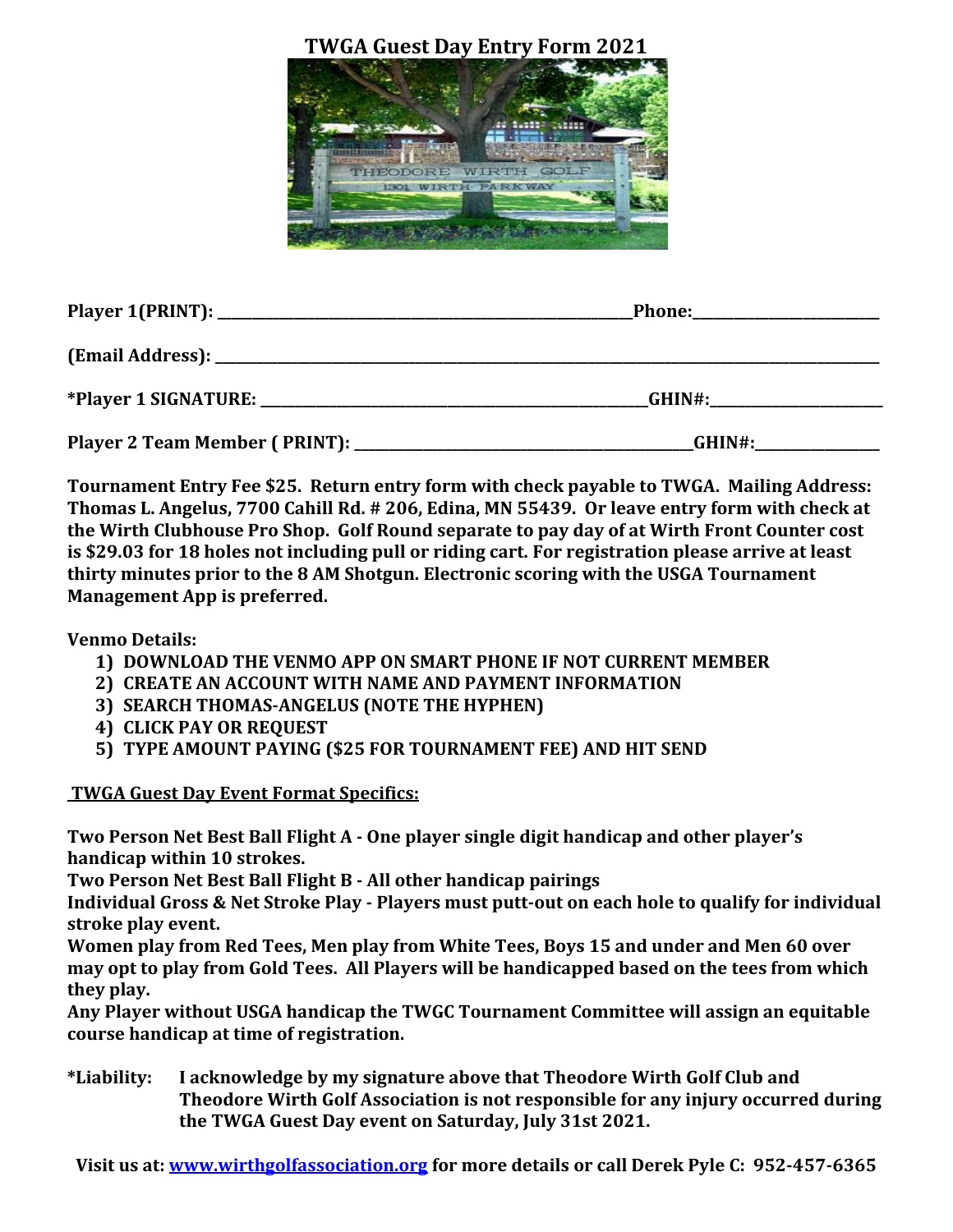# TWGA Guest Day Entry Form 2021

**Player 1(PRINT): \_\_\_\_\_\_\_\_\_\_\_\_\_\_\_\_\_\_\_\_\_\_\_\_\_\_\_\_\_\_\_\_\_\_\_\_\_\_\_\_\_\_\_\_\_\_\_\_\_\_\_\_\_\_Phone:\_\_\_\_\_\_\_\_\_\_\_\_\_\_\_\_\_\_\_\_\_\_\_\_\_\_**

**(Email Address): \_\_\_\_\_\_\_\_\_\_\_\_\_\_\_\_\_\_\_\_\_\_\_\_\_\_\_\_\_\_\_\_\_\_\_\_\_\_\_\_\_\_\_\_\_\_\_\_\_\_\_\_\_\_\_\_\_\_\_\_\_\_\_\_\_\_\_\_\_\_\_\_\_\_\_\_\_\_\_\_\_\_\_\_\_\_\_\_\_\_\_\_\_\_\_\_**

**\*Player 1 SIGNATURE: \_\_\_\_\_\_\_\_\_\_\_\_\_\_\_\_\_\_\_\_\_\_\_\_\_\_\_\_\_\_\_\_\_\_\_\_\_\_\_\_\_\_\_\_\_\_\_\_\_\_\_\_\_\_GHIN#:\_\_\_\_\_\_\_\_\_\_\_\_\_\_\_\_\_\_\_\_\_\_\_\_\_\_**

**Player 2 Team Member ( PRINT): \_\_\_\_\_\_\_\_\_\_\_\_\_\_\_\_\_\_\_\_\_\_\_\_\_\_\_\_\_\_\_\_\_\_\_\_\_\_\_\_\_\_\_\_\_\_\_\_GHIN#:\_\_\_\_\_\_\_\_\_\_\_\_\_\_\_\_\_\_**

**Tournament Entry Fee $25. Return entry form with check payable to TWGA. Mailing Address: Thomas L. Angelus, 7700 Cahill Rd. # 206, Edina, MN 55439. Or leave entry form with check at the Wirth Clubhouse Pro Shop. Golf Round separate to pay day of at Wirth Front Counter cost is $29.03 for 18 holes not including pull or riding cart. For registration please arrive at least thirty minutes prior to the 8 AM Shotgun. Electronic scoring with the USGA Tournament Management App is preferred.**

**Venmo Details:**

1) **DOWNLOAD THE VENMO APP ON SMART PHONE IF NOT CURRENT MEMBER**
2) **CREATE AN ACCOUNT WITH NAME AND PAYMENT INFORMATION**
3) **SEARCH THOMAS-ANGELUS (NOTE THE HYPHEN)**
4) **CLICK PAY OR REQUEST**
5) **TYPE AMOUNT PAYING ($25 FOR TOURNAMENT FEE) AND HIT SEND**

**<u>TWGA Guest Day Event Format Specifics:</u>**

**Two Person Net Best Ball Flight A - One player single digit handicap and other player's handicap within 10 strokes.**
**Two Person Net Best Ball Flight B - All other handicap pairings**
**Individual Gross & Net Stroke Play - Players must putt-out on each hole to qualify for individual stroke play event.**
**Women play from Red Tees, Men play from White Tees, Boys 15 and under and Men 60 over may opt to play from Gold Tees. All Players will be handicapped based on the tees from which they play.**
**Any Player without USGA handicap the TWGC Tournament Committee will assign an equitable course handicap at time of registration.**

**\*Liability: I acknowledge by my signature above that Theodore Wirth Golf Club and Theodore Wirth Golf Association is not responsible for any injury occurred during the TWGA Guest Day event on Saturday, July 31st 2021.**

**Visit us at: [www.wirthgolfassociation.org](http://www.wirthgolfassociation.org) for more details or call Derek Pyle C: 952-457-6365**